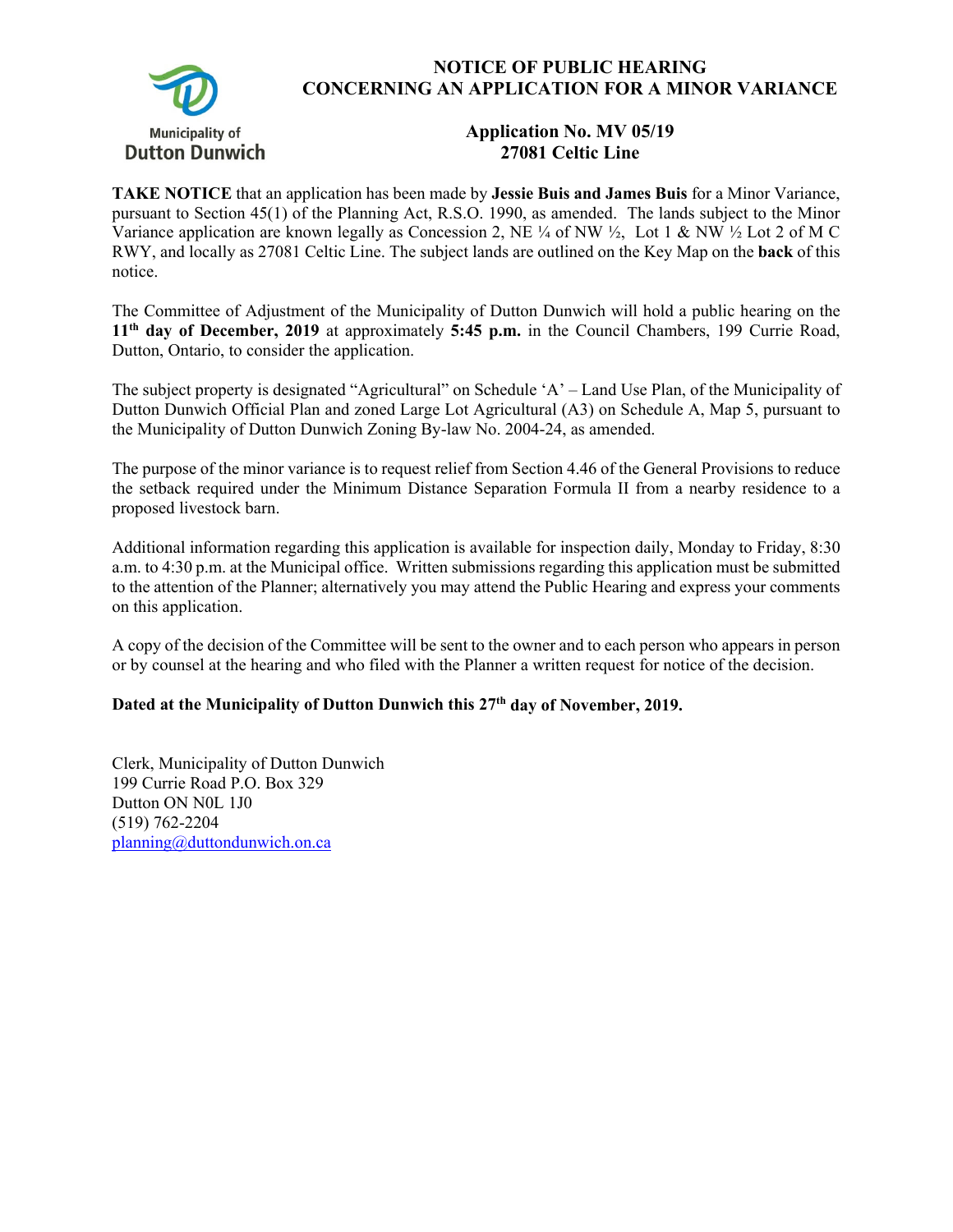Municipality of
**Dutton Dunwich**

# NOTICE OF PUBLIC HEARING CONCERNING AN APPLICATION FOR A MINOR VARIANCE

## Application No. MV 05/19
## 27081 Celtic Line

**TAKE NOTICE** that an application has been made by **Jessie Buis and James Buis** for a Minor Variance, pursuant to Section 45(1) of the Planning Act, R.S.O. 1990, as amended. The lands subject to the Minor Variance application are known legally as Concession 2, NE ¼ of NW ½, Lot 1 & NW ½ Lot 2 of M C RWY, and locally as 27081 Celtic Line. The subject lands are outlined on the Key Map on the **back** of this notice.

The Committee of Adjustment of the Municipality of Dutton Dunwich will hold a public hearing on the **11th day of December, 2019** at approximately **5:45 p.m.** in the Council Chambers, 199 Currie Road, Dutton, Ontario, to consider the application.

The subject property is designated "Agricultural" on Schedule 'A' – Land Use Plan, of the Municipality of Dutton Dunwich Official Plan and zoned Large Lot Agricultural (A3) on Schedule A, Map 5, pursuant to the Municipality of Dutton Dunwich Zoning By-law No. 2004-24, as amended.

The purpose of the minor variance is to request relief from Section 4.46 of the General Provisions to reduce the setback required under the Minimum Distance Separation Formula II from a nearby residence to a proposed livestock barn.

Additional information regarding this application is available for inspection daily, Monday to Friday, 8:30 a.m. to 4:30 p.m. at the Municipal office. Written submissions regarding this application must be submitted to the attention of the Planner; alternatively you may attend the Public Hearing and express your comments on this application.

A copy of the decision of the Committee will be sent to the owner and to each person who appears in person or by counsel at the hearing and who filed with the Planner a written request for notice of the decision.

**Dated at the Municipality of Dutton Dunwich this 27th day of November, 2019.**

Clerk, Municipality of Dutton Dunwich
199 Currie Road P.O. Box 329
Dutton ON N0L 1J0
(519) 762-2204
planning@duttondunwich.on.ca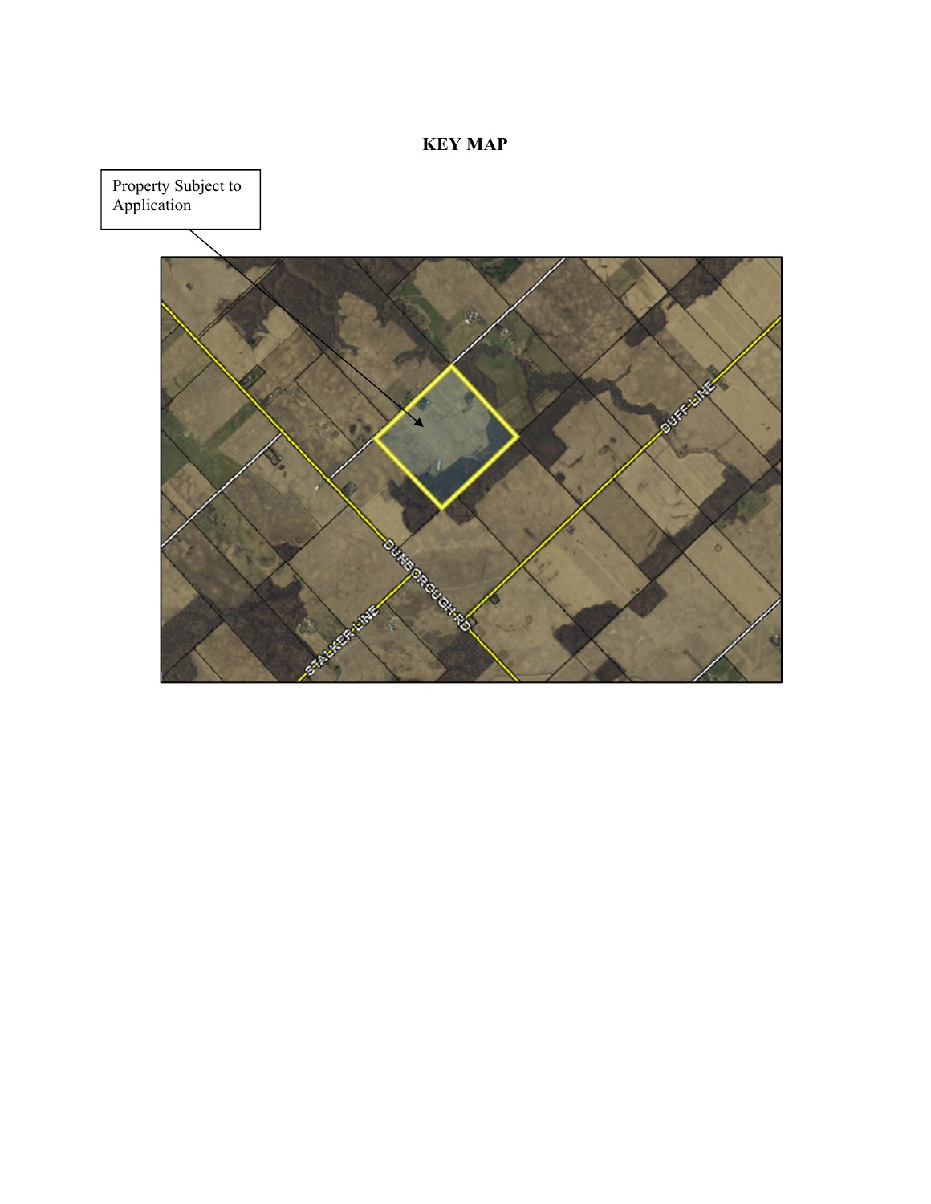# KEY MAP

Property Subject to Application

DUNBOROUGH RD

DUFF LINE

STALKER LINE